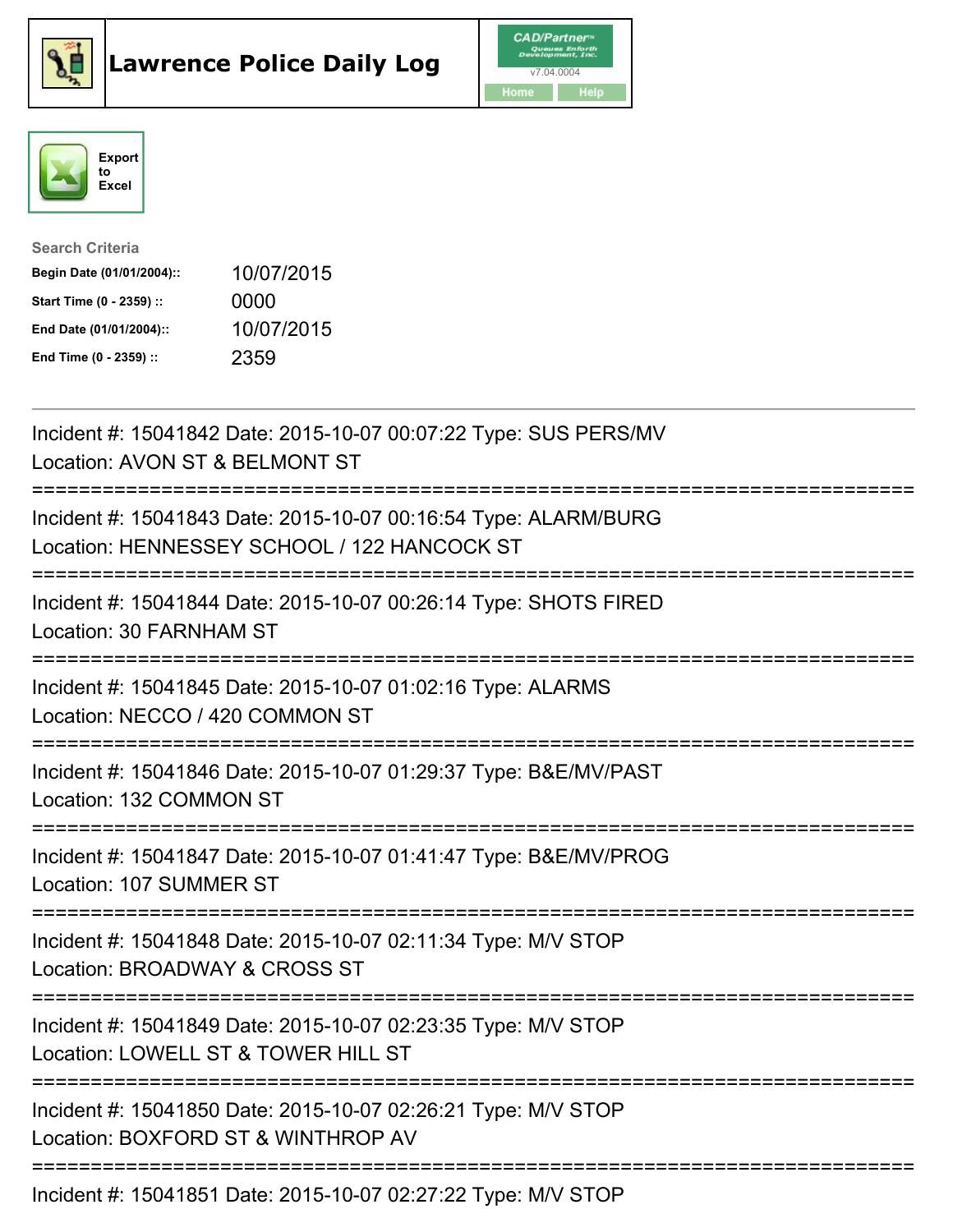# Lawrence Police Daily Log

CAD/Partner
v7.04.0004
Home Help

Export to Excel

**Search Criteria**

| | |
|---|---|
| **Begin Date (01/01/2004)::** | 10/07/2015 |
| **Start Time (0 - 2359) ::** | 0000 |
| **End Date (01/01/2004)::** | 10/07/2015 |
| **End Time (0 - 2359) ::** | 2359 |

---

Incident #: 15041842 Date: 2015-10-07 00:07:22 Type: SUS PERS/MV
Location: AVON ST & BELMONT ST

===========================================================================

Incident #: 15041843 Date: 2015-10-07 00:16:54 Type: ALARM/BURG
Location: HENNESSEY SCHOOL / 122 HANCOCK ST

===========================================================================

Incident #: 15041844 Date: 2015-10-07 00:26:14 Type: SHOTS FIRED
Location: 30 FARNHAM ST

===========================================================================

Incident #: 15041845 Date: 2015-10-07 01:02:16 Type: ALARMS
Location: NECCO / 420 COMMON ST

===========================================================================

Incident #: 15041846 Date: 2015-10-07 01:29:37 Type: B&E/MV/PAST
Location: 132 COMMON ST

===========================================================================

Incident #: 15041847 Date: 2015-10-07 01:41:47 Type: B&E/MV/PROG
Location: 107 SUMMER ST

===========================================================================

Incident #: 15041848 Date: 2015-10-07 02:11:34 Type: M/V STOP
Location: BROADWAY & CROSS ST

===========================================================================

Incident #: 15041849 Date: 2015-10-07 02:23:35 Type: M/V STOP
Location: LOWELL ST & TOWER HILL ST

===========================================================================

Incident #: 15041850 Date: 2015-10-07 02:26:21 Type: M/V STOP
Location: BOXFORD ST & WINTHROP AV

===========================================================================

Incident #: 15041851 Date: 2015-10-07 02:27:22 Type: M/V STOP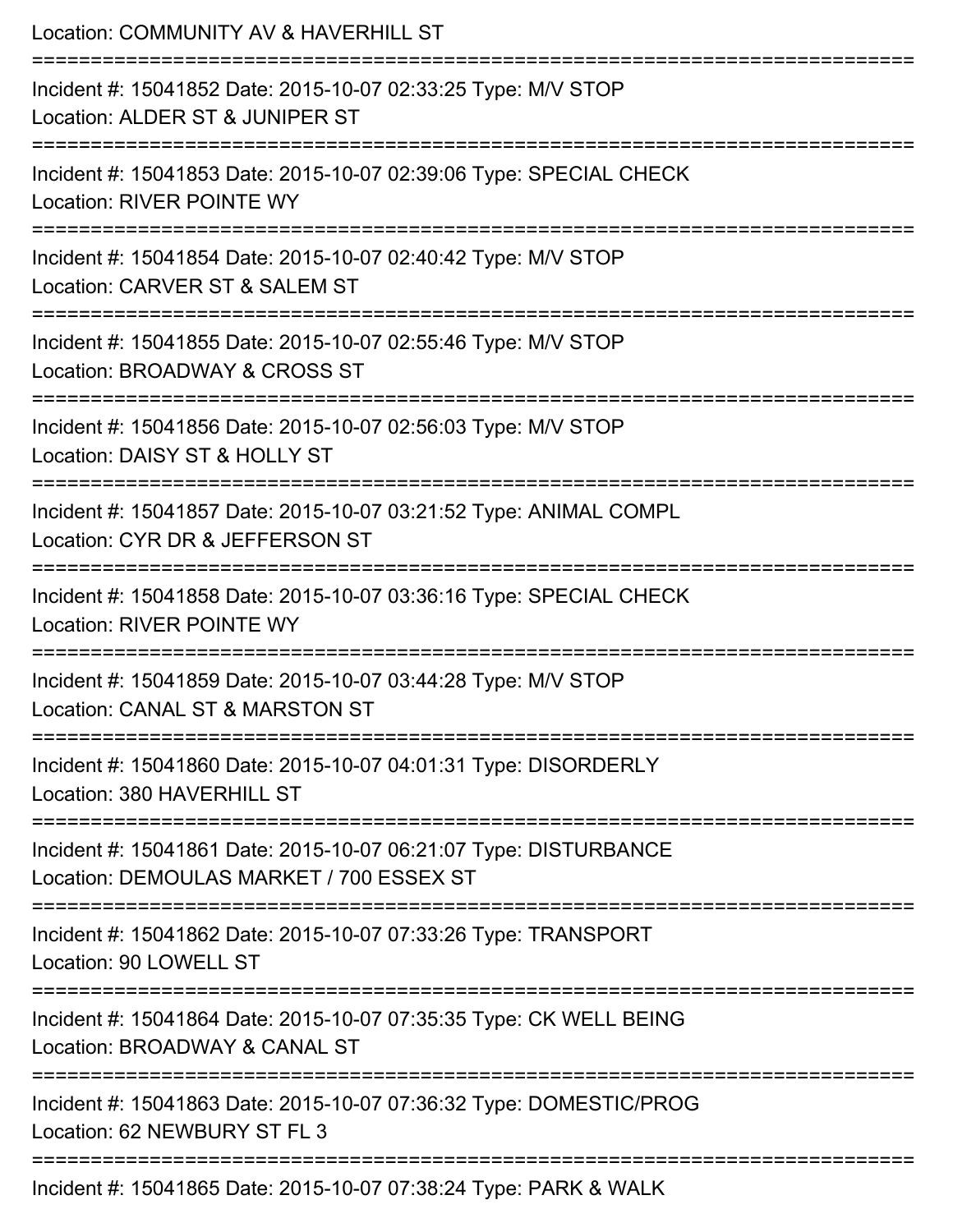Location: COMMUNITY AV & HAVERHILL ST

===========================================================================

Incident #: 15041852 Date: 2015-10-07 02:33:25 Type: M/V STOP
Location: ALDER ST & JUNIPER ST

===========================================================================

Incident #: 15041853 Date: 2015-10-07 02:39:06 Type: SPECIAL CHECK
Location: RIVER POINTE WY

===========================================================================

Incident #: 15041854 Date: 2015-10-07 02:40:42 Type: M/V STOP
Location: CARVER ST & SALEM ST

===========================================================================

Incident #: 15041855 Date: 2015-10-07 02:55:46 Type: M/V STOP
Location: BROADWAY & CROSS ST

===========================================================================

Incident #: 15041856 Date: 2015-10-07 02:56:03 Type: M/V STOP
Location: DAISY ST & HOLLY ST

===========================================================================

Incident #: 15041857 Date: 2015-10-07 03:21:52 Type: ANIMAL COMPL
Location: CYR DR & JEFFERSON ST

===========================================================================

Incident #: 15041858 Date: 2015-10-07 03:36:16 Type: SPECIAL CHECK
Location: RIVER POINTE WY

===========================================================================

Incident #: 15041859 Date: 2015-10-07 03:44:28 Type: M/V STOP
Location: CANAL ST & MARSTON ST

===========================================================================

Incident #: 15041860 Date: 2015-10-07 04:01:31 Type: DISORDERLY
Location: 380 HAVERHILL ST

===========================================================================

Incident #: 15041861 Date: 2015-10-07 06:21:07 Type: DISTURBANCE
Location: DEMOULAS MARKET / 700 ESSEX ST

===========================================================================

Incident #: 15041862 Date: 2015-10-07 07:33:26 Type: TRANSPORT
Location: 90 LOWELL ST

===========================================================================

Incident #: 15041864 Date: 2015-10-07 07:35:35 Type: CK WELL BEING
Location: BROADWAY & CANAL ST

===========================================================================

Incident #: 15041863 Date: 2015-10-07 07:36:32 Type: DOMESTIC/PROG
Location: 62 NEWBURY ST FL 3

===========================================================================

Incident #: 15041865 Date: 2015-10-07 07:38:24 Type: PARK & WALK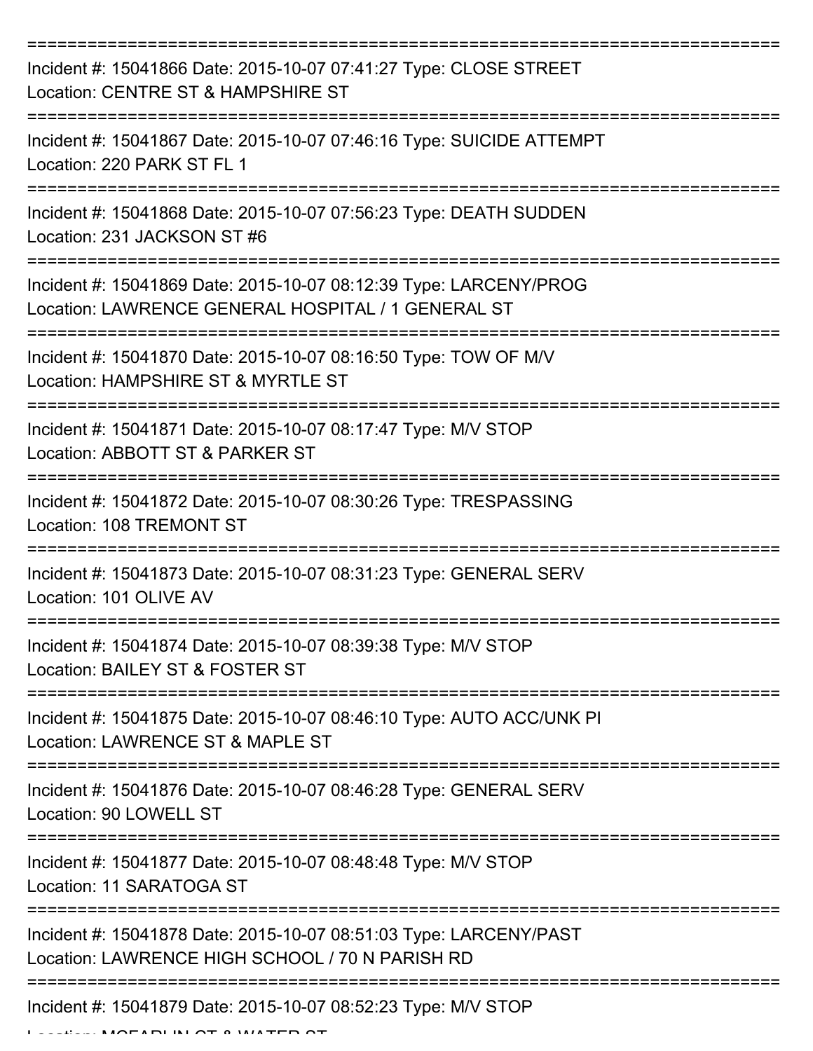===========================================================================

Incident #: 15041866 Date: 2015-10-07 07:41:27 Type: CLOSE STREET
Location: CENTRE ST & HAMPSHIRE ST

===========================================================================

Incident #: 15041867 Date: 2015-10-07 07:46:16 Type: SUICIDE ATTEMPT
Location: 220 PARK ST FL 1

===========================================================================

Incident #: 15041868 Date: 2015-10-07 07:56:23 Type: DEATH SUDDEN
Location: 231 JACKSON ST #6

===========================================================================

Incident #: 15041869 Date: 2015-10-07 08:12:39 Type: LARCENY/PROG
Location: LAWRENCE GENERAL HOSPITAL / 1 GENERAL ST

===========================================================================

Incident #: 15041870 Date: 2015-10-07 08:16:50 Type: TOW OF M/V
Location: HAMPSHIRE ST & MYRTLE ST

===========================================================================

Incident #: 15041871 Date: 2015-10-07 08:17:47 Type: M/V STOP
Location: ABBOTT ST & PARKER ST

===========================================================================

Incident #: 15041872 Date: 2015-10-07 08:30:26 Type: TRESPASSING
Location: 108 TREMONT ST

===========================================================================

Incident #: 15041873 Date: 2015-10-07 08:31:23 Type: GENERAL SERV
Location: 101 OLIVE AV

===========================================================================

Incident #: 15041874 Date: 2015-10-07 08:39:38 Type: M/V STOP
Location: BAILEY ST & FOSTER ST

===========================================================================

Incident #: 15041875 Date: 2015-10-07 08:46:10 Type: AUTO ACC/UNK PI
Location: LAWRENCE ST & MAPLE ST

===========================================================================

Incident #: 15041876 Date: 2015-10-07 08:46:28 Type: GENERAL SERV
Location: 90 LOWELL ST

===========================================================================

Incident #: 15041877 Date: 2015-10-07 08:48:48 Type: M/V STOP
Location: 11 SARATOGA ST

===========================================================================

Incident #: 15041878 Date: 2015-10-07 08:51:03 Type: LARCENY/PAST
Location: LAWRENCE HIGH SCHOOL / 70 N PARISH RD

===========================================================================

Incident #: 15041879 Date: 2015-10-07 08:52:23 Type: M/V STOP
Location: MCFARLIN CT & WATER ST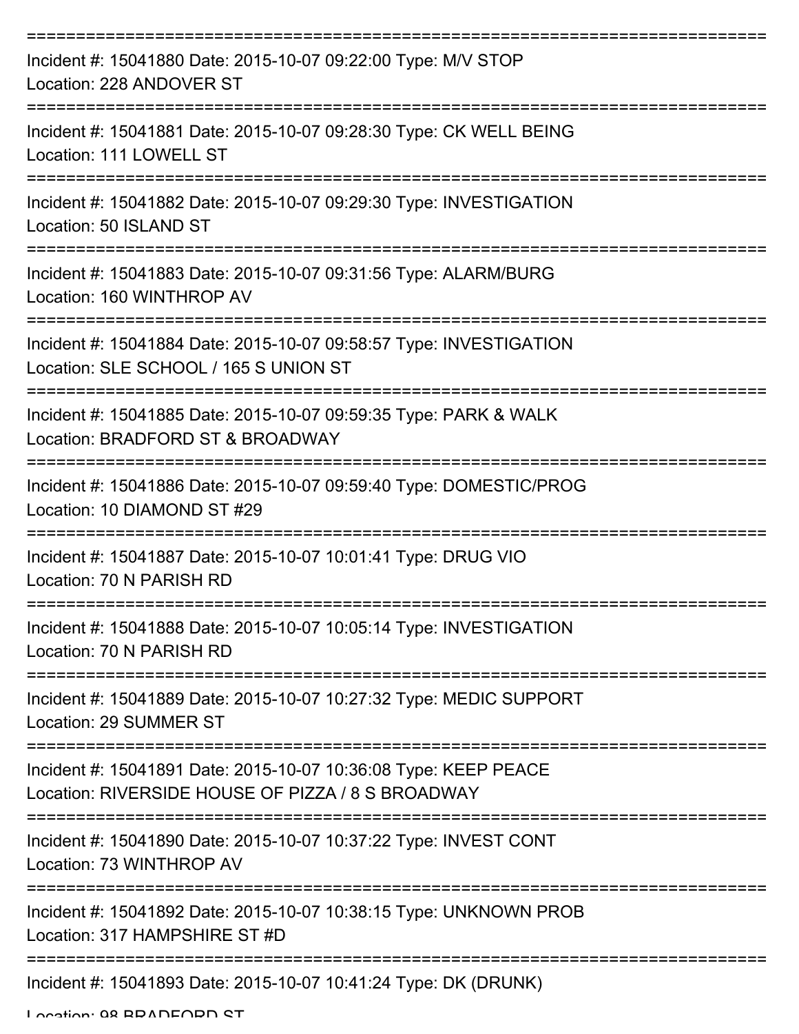===========================================================================

Incident #: 15041880 Date: 2015-10-07 09:22:00 Type: M/V STOP
Location: 228 ANDOVER ST

===========================================================================

Incident #: 15041881 Date: 2015-10-07 09:28:30 Type: CK WELL BEING
Location: 111 LOWELL ST

===========================================================================

Incident #: 15041882 Date: 2015-10-07 09:29:30 Type: INVESTIGATION
Location: 50 ISLAND ST

===========================================================================

Incident #: 15041883 Date: 2015-10-07 09:31:56 Type: ALARM/BURG
Location: 160 WINTHROP AV

===========================================================================

Incident #: 15041884 Date: 2015-10-07 09:58:57 Type: INVESTIGATION
Location: SLE SCHOOL / 165 S UNION ST

===========================================================================

Incident #: 15041885 Date: 2015-10-07 09:59:35 Type: PARK & WALK
Location: BRADFORD ST & BROADWAY

===========================================================================

Incident #: 15041886 Date: 2015-10-07 09:59:40 Type: DOMESTIC/PROG
Location: 10 DIAMOND ST #29

===========================================================================

Incident #: 15041887 Date: 2015-10-07 10:01:41 Type: DRUG VIO
Location: 70 N PARISH RD

===========================================================================

Incident #: 15041888 Date: 2015-10-07 10:05:14 Type: INVESTIGATION
Location: 70 N PARISH RD

===========================================================================

Incident #: 15041889 Date: 2015-10-07 10:27:32 Type: MEDIC SUPPORT
Location: 29 SUMMER ST

===========================================================================

Incident #: 15041891 Date: 2015-10-07 10:36:08 Type: KEEP PEACE
Location: RIVERSIDE HOUSE OF PIZZA / 8 S BROADWAY

===========================================================================

Incident #: 15041890 Date: 2015-10-07 10:37:22 Type: INVEST CONT
Location: 73 WINTHROP AV

===========================================================================

Incident #: 15041892 Date: 2015-10-07 10:38:15 Type: UNKNOWN PROB
Location: 317 HAMPSHIRE ST #D

===========================================================================

Incident #: 15041893 Date: 2015-10-07 10:41:24 Type: DK (DRUNK)
Location: 98 BRADFORD ST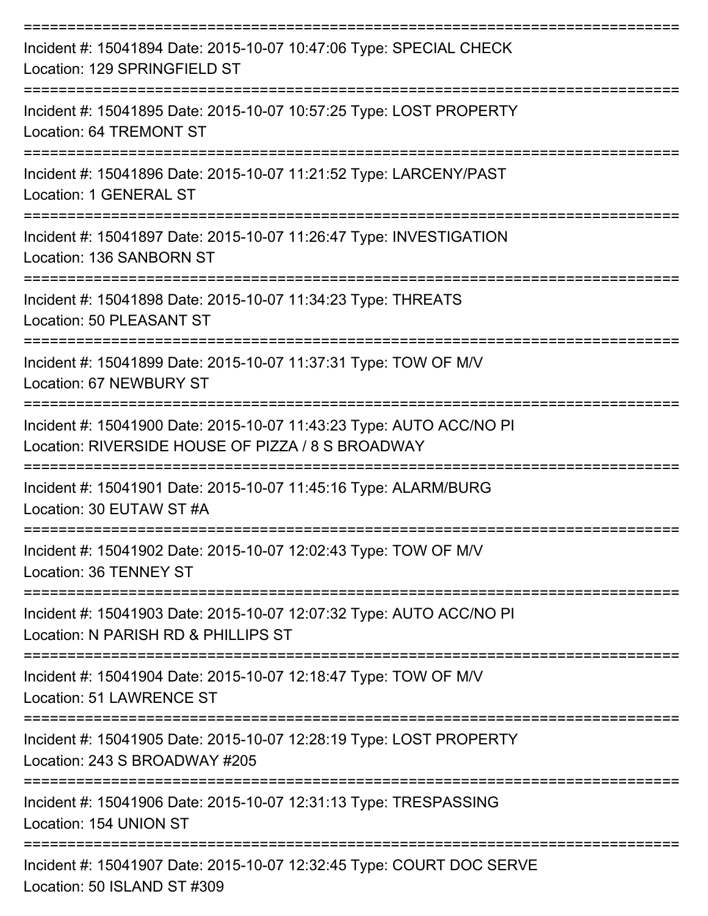===========================================================================

Incident #: 15041894 Date: 2015-10-07 10:47:06 Type: SPECIAL CHECK
Location: 129 SPRINGFIELD ST

===========================================================================

Incident #: 15041895 Date: 2015-10-07 10:57:25 Type: LOST PROPERTY
Location: 64 TREMONT ST

===========================================================================

Incident #: 15041896 Date: 2015-10-07 11:21:52 Type: LARCENY/PAST
Location: 1 GENERAL ST

===========================================================================

Incident #: 15041897 Date: 2015-10-07 11:26:47 Type: INVESTIGATION
Location: 136 SANBORN ST

===========================================================================

Incident #: 15041898 Date: 2015-10-07 11:34:23 Type: THREATS
Location: 50 PLEASANT ST

===========================================================================

Incident #: 15041899 Date: 2015-10-07 11:37:31 Type: TOW OF M/V
Location: 67 NEWBURY ST

===========================================================================

Incident #: 15041900 Date: 2015-10-07 11:43:23 Type: AUTO ACC/NO PI
Location: RIVERSIDE HOUSE OF PIZZA / 8 S BROADWAY

===========================================================================

Incident #: 15041901 Date: 2015-10-07 11:45:16 Type: ALARM/BURG
Location: 30 EUTAW ST #A

===========================================================================

Incident #: 15041902 Date: 2015-10-07 12:02:43 Type: TOW OF M/V
Location: 36 TENNEY ST

===========================================================================

Incident #: 15041903 Date: 2015-10-07 12:07:32 Type: AUTO ACC/NO PI
Location: N PARISH RD & PHILLIPS ST

===========================================================================

Incident #: 15041904 Date: 2015-10-07 12:18:47 Type: TOW OF M/V
Location: 51 LAWRENCE ST

===========================================================================

Incident #: 15041905 Date: 2015-10-07 12:28:19 Type: LOST PROPERTY
Location: 243 S BROADWAY #205

===========================================================================

Incident #: 15041906 Date: 2015-10-07 12:31:13 Type: TRESPASSING
Location: 154 UNION ST

===========================================================================

Incident #: 15041907 Date: 2015-10-07 12:32:45 Type: COURT DOC SERVE
Location: 50 ISLAND ST #309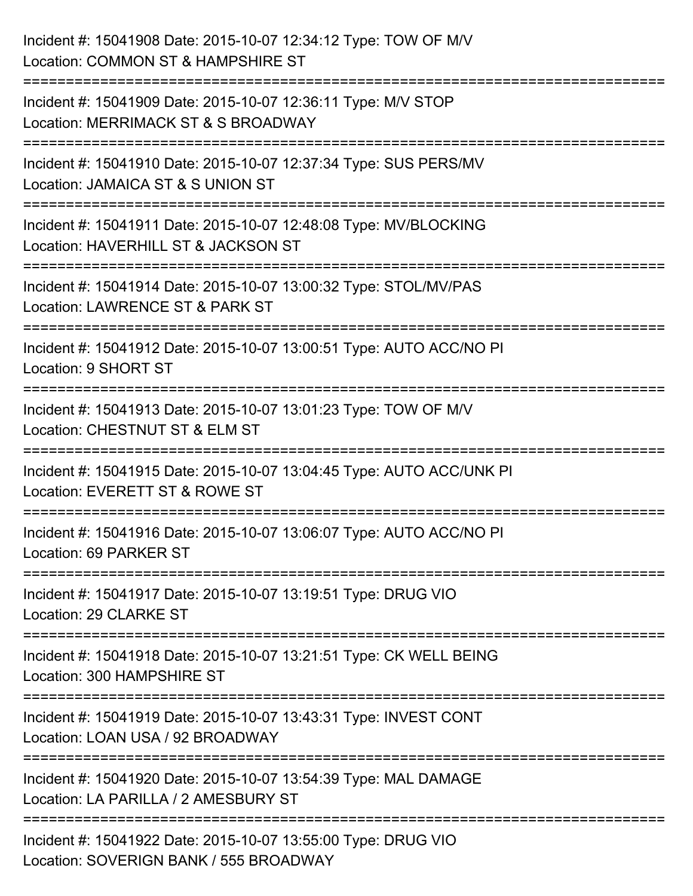Incident #: 15041908 Date: 2015-10-07 12:34:12 Type: TOW OF M/V
Location: COMMON ST & HAMPSHIRE ST

===========================================================================

Incident #: 15041909 Date: 2015-10-07 12:36:11 Type: M/V STOP
Location: MERRIMACK ST & S BROADWAY

===========================================================================

Incident #: 15041910 Date: 2015-10-07 12:37:34 Type: SUS PERS/MV
Location: JAMAICA ST & S UNION ST

===========================================================================

Incident #: 15041911 Date: 2015-10-07 12:48:08 Type: MV/BLOCKING
Location: HAVERHILL ST & JACKSON ST

===========================================================================

Incident #: 15041914 Date: 2015-10-07 13:00:32 Type: STOL/MV/PAS
Location: LAWRENCE ST & PARK ST

===========================================================================

Incident #: 15041912 Date: 2015-10-07 13:00:51 Type: AUTO ACC/NO PI
Location: 9 SHORT ST

===========================================================================

Incident #: 15041913 Date: 2015-10-07 13:01:23 Type: TOW OF M/V
Location: CHESTNUT ST & ELM ST

===========================================================================

Incident #: 15041915 Date: 2015-10-07 13:04:45 Type: AUTO ACC/UNK PI
Location: EVERETT ST & ROWE ST

===========================================================================

Incident #: 15041916 Date: 2015-10-07 13:06:07 Type: AUTO ACC/NO PI
Location: 69 PARKER ST

===========================================================================

Incident #: 15041917 Date: 2015-10-07 13:19:51 Type: DRUG VIO
Location: 29 CLARKE ST

===========================================================================

Incident #: 15041918 Date: 2015-10-07 13:21:51 Type: CK WELL BEING
Location: 300 HAMPSHIRE ST

===========================================================================

Incident #: 15041919 Date: 2015-10-07 13:43:31 Type: INVEST CONT
Location: LOAN USA / 92 BROADWAY

===========================================================================

Incident #: 15041920 Date: 2015-10-07 13:54:39 Type: MAL DAMAGE
Location: LA PARILLA / 2 AMESBURY ST

===========================================================================

Incident #: 15041922 Date: 2015-10-07 13:55:00 Type: DRUG VIO
Location: SOVERIGN BANK / 555 BROADWAY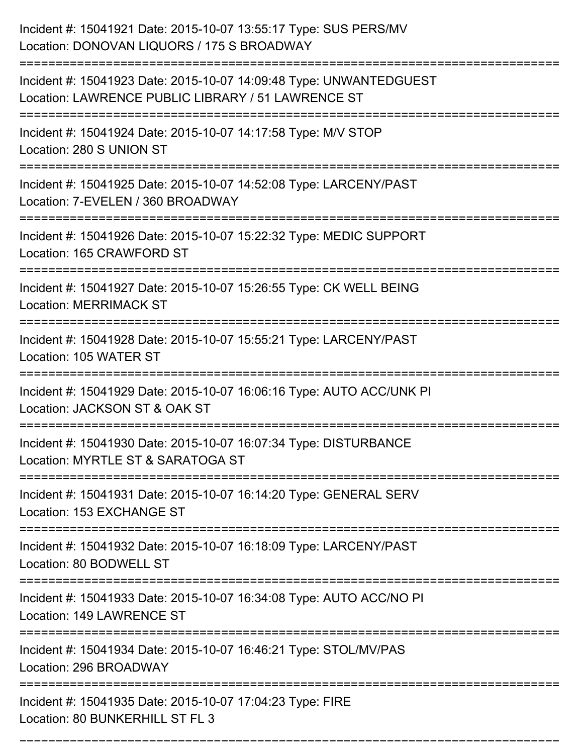Incident #: 15041921 Date: 2015-10-07 13:55:17 Type: SUS PERS/MV
Location: DONOVAN LIQUORS / 175 S BROADWAY

===========================================================================

Incident #: 15041923 Date: 2015-10-07 14:09:48 Type: UNWANTEDGUEST
Location: LAWRENCE PUBLIC LIBRARY / 51 LAWRENCE ST

===========================================================================

Incident #: 15041924 Date: 2015-10-07 14:17:58 Type: M/V STOP
Location: 280 S UNION ST

===========================================================================

Incident #: 15041925 Date: 2015-10-07 14:52:08 Type: LARCENY/PAST
Location: 7-EVELEN / 360 BROADWAY

===========================================================================

Incident #: 15041926 Date: 2015-10-07 15:22:32 Type: MEDIC SUPPORT
Location: 165 CRAWFORD ST

===========================================================================

Incident #: 15041927 Date: 2015-10-07 15:26:55 Type: CK WELL BEING
Location: MERRIMACK ST

===========================================================================

Incident #: 15041928 Date: 2015-10-07 15:55:21 Type: LARCENY/PAST
Location: 105 WATER ST

===========================================================================

Incident #: 15041929 Date: 2015-10-07 16:06:16 Type: AUTO ACC/UNK PI
Location: JACKSON ST & OAK ST

===========================================================================

Incident #: 15041930 Date: 2015-10-07 16:07:34 Type: DISTURBANCE
Location: MYRTLE ST & SARATOGA ST

===========================================================================

Incident #: 15041931 Date: 2015-10-07 16:14:20 Type: GENERAL SERV
Location: 153 EXCHANGE ST

===========================================================================

Incident #: 15041932 Date: 2015-10-07 16:18:09 Type: LARCENY/PAST
Location: 80 BODWELL ST

===========================================================================

Incident #: 15041933 Date: 2015-10-07 16:34:08 Type: AUTO ACC/NO PI
Location: 149 LAWRENCE ST

===========================================================================

Incident #: 15041934 Date: 2015-10-07 16:46:21 Type: STOL/MV/PAS
Location: 296 BROADWAY

===========================================================================

Incident #: 15041935 Date: 2015-10-07 17:04:23 Type: FIRE
Location: 80 BUNKERHILL ST FL 3

===========================================================================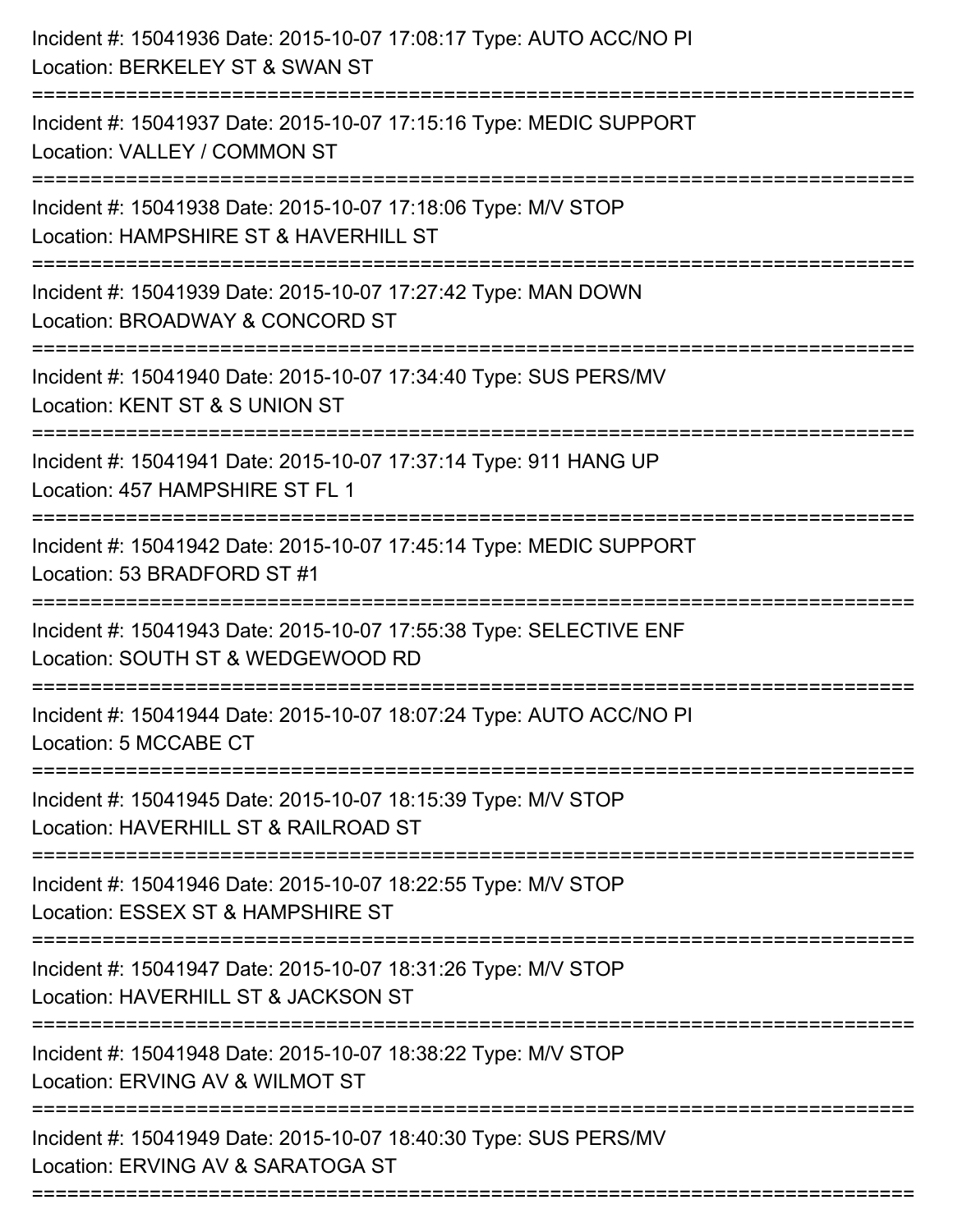Incident #: 15041936 Date: 2015-10-07 17:08:17 Type: AUTO ACC/NO PI
Location: BERKELEY ST & SWAN ST

===========================================================================

Incident #: 15041937 Date: 2015-10-07 17:15:16 Type: MEDIC SUPPORT
Location: VALLEY / COMMON ST

===========================================================================

Incident #: 15041938 Date: 2015-10-07 17:18:06 Type: M/V STOP
Location: HAMPSHIRE ST & HAVERHILL ST

===========================================================================

Incident #: 15041939 Date: 2015-10-07 17:27:42 Type: MAN DOWN
Location: BROADWAY & CONCORD ST

===========================================================================

Incident #: 15041940 Date: 2015-10-07 17:34:40 Type: SUS PERS/MV
Location: KENT ST & S UNION ST

===========================================================================

Incident #: 15041941 Date: 2015-10-07 17:37:14 Type: 911 HANG UP
Location: 457 HAMPSHIRE ST FL 1

===========================================================================

Incident #: 15041942 Date: 2015-10-07 17:45:14 Type: MEDIC SUPPORT
Location: 53 BRADFORD ST #1

===========================================================================

Incident #: 15041943 Date: 2015-10-07 17:55:38 Type: SELECTIVE ENF
Location: SOUTH ST & WEDGEWOOD RD

===========================================================================

Incident #: 15041944 Date: 2015-10-07 18:07:24 Type: AUTO ACC/NO PI
Location: 5 MCCABE CT

===========================================================================

Incident #: 15041945 Date: 2015-10-07 18:15:39 Type: M/V STOP
Location: HAVERHILL ST & RAILROAD ST

===========================================================================

Incident #: 15041946 Date: 2015-10-07 18:22:55 Type: M/V STOP
Location: ESSEX ST & HAMPSHIRE ST

===========================================================================

Incident #: 15041947 Date: 2015-10-07 18:31:26 Type: M/V STOP
Location: HAVERHILL ST & JACKSON ST

===========================================================================

Incident #: 15041948 Date: 2015-10-07 18:38:22 Type: M/V STOP
Location: ERVING AV & WILMOT ST

===========================================================================

Incident #: 15041949 Date: 2015-10-07 18:40:30 Type: SUS PERS/MV
Location: ERVING AV & SARATOGA ST

===========================================================================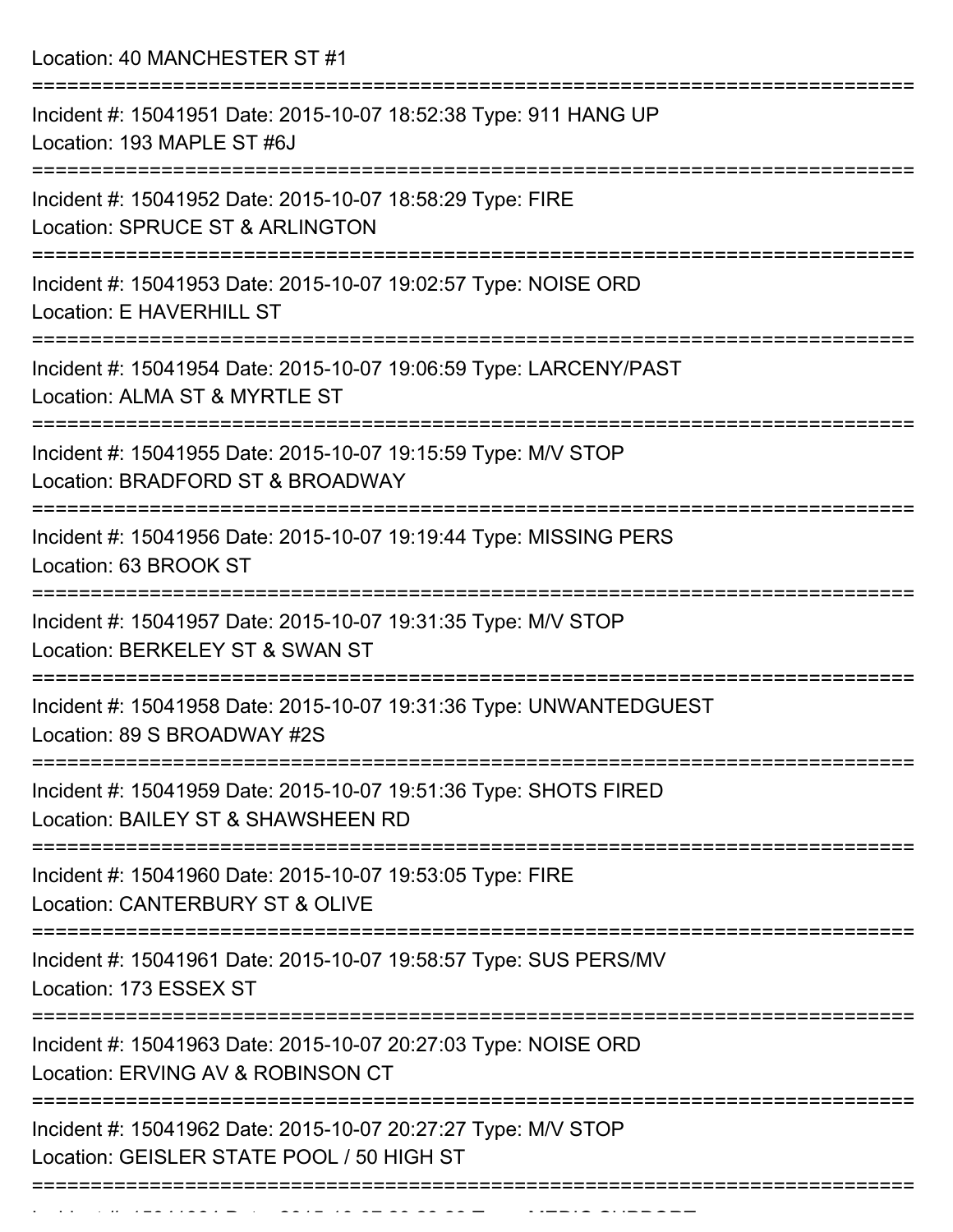Location: 40 MANCHESTER ST #1

===========================================================================

Incident #: 15041951 Date: 2015-10-07 18:52:38 Type: 911 HANG UP
Location: 193 MAPLE ST #6J

===========================================================================

Incident #: 15041952 Date: 2015-10-07 18:58:29 Type: FIRE
Location: SPRUCE ST & ARLINGTON

===========================================================================

Incident #: 15041953 Date: 2015-10-07 19:02:57 Type: NOISE ORD
Location: E HAVERHILL ST

===========================================================================

Incident #: 15041954 Date: 2015-10-07 19:06:59 Type: LARCENY/PAST
Location: ALMA ST & MYRTLE ST

===========================================================================

Incident #: 15041955 Date: 2015-10-07 19:15:59 Type: M/V STOP
Location: BRADFORD ST & BROADWAY

===========================================================================

Incident #: 15041956 Date: 2015-10-07 19:19:44 Type: MISSING PERS
Location: 63 BROOK ST

===========================================================================

Incident #: 15041957 Date: 2015-10-07 19:31:35 Type: M/V STOP
Location: BERKELEY ST & SWAN ST

===========================================================================

Incident #: 15041958 Date: 2015-10-07 19:31:36 Type: UNWANTEDGUEST
Location: 89 S BROADWAY #2S

===========================================================================

Incident #: 15041959 Date: 2015-10-07 19:51:36 Type: SHOTS FIRED
Location: BAILEY ST & SHAWSHEEN RD

===========================================================================

Incident #: 15041960 Date: 2015-10-07 19:53:05 Type: FIRE
Location: CANTERBURY ST & OLIVE

===========================================================================

Incident #: 15041961 Date: 2015-10-07 19:58:57 Type: SUS PERS/MV
Location: 173 ESSEX ST

===========================================================================

Incident #: 15041963 Date: 2015-10-07 20:27:03 Type: NOISE ORD
Location: ERVING AV & ROBINSON CT

===========================================================================

Incident #: 15041962 Date: 2015-10-07 20:27:27 Type: M/V STOP
Location: GEISLER STATE POOL / 50 HIGH ST

===========================================================================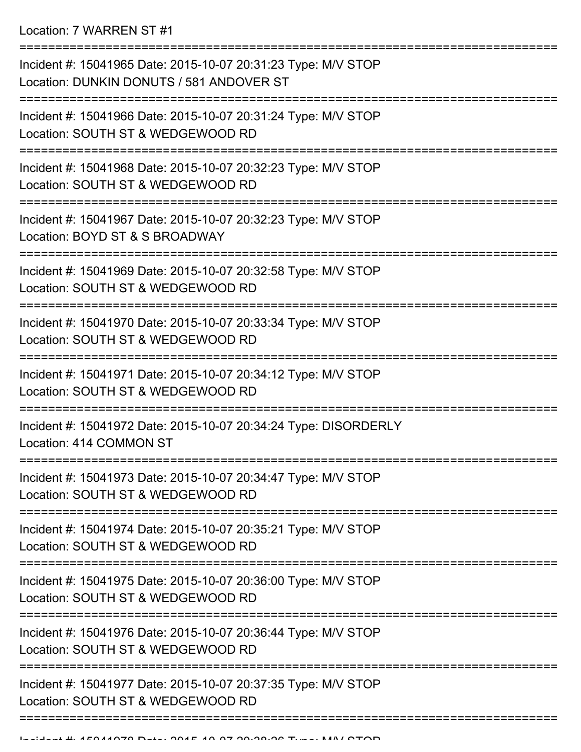Location: 7 WARREN ST #1

===========================================================================

Incident #: 15041965 Date: 2015-10-07 20:31:23 Type: M/V STOP
Location: DUNKIN DONUTS / 581 ANDOVER ST

===========================================================================

Incident #: 15041966 Date: 2015-10-07 20:31:24 Type: M/V STOP
Location: SOUTH ST & WEDGEWOOD RD

===========================================================================

Incident #: 15041968 Date: 2015-10-07 20:32:23 Type: M/V STOP
Location: SOUTH ST & WEDGEWOOD RD

===========================================================================

Incident #: 15041967 Date: 2015-10-07 20:32:23 Type: M/V STOP
Location: BOYD ST & S BROADWAY

===========================================================================

Incident #: 15041969 Date: 2015-10-07 20:32:58 Type: M/V STOP
Location: SOUTH ST & WEDGEWOOD RD

===========================================================================

Incident #: 15041970 Date: 2015-10-07 20:33:34 Type: M/V STOP
Location: SOUTH ST & WEDGEWOOD RD

===========================================================================

Incident #: 15041971 Date: 2015-10-07 20:34:12 Type: M/V STOP
Location: SOUTH ST & WEDGEWOOD RD

===========================================================================

Incident #: 15041972 Date: 2015-10-07 20:34:24 Type: DISORDERLY
Location: 414 COMMON ST

===========================================================================

Incident #: 15041973 Date: 2015-10-07 20:34:47 Type: M/V STOP
Location: SOUTH ST & WEDGEWOOD RD

===========================================================================

Incident #: 15041974 Date: 2015-10-07 20:35:21 Type: M/V STOP
Location: SOUTH ST & WEDGEWOOD RD

===========================================================================

Incident #: 15041975 Date: 2015-10-07 20:36:00 Type: M/V STOP
Location: SOUTH ST & WEDGEWOOD RD

===========================================================================

Incident #: 15041976 Date: 2015-10-07 20:36:44 Type: M/V STOP
Location: SOUTH ST & WEDGEWOOD RD

===========================================================================

Incident #: 15041977 Date: 2015-10-07 20:37:35 Type: M/V STOP
Location: SOUTH ST & WEDGEWOOD RD

===========================================================================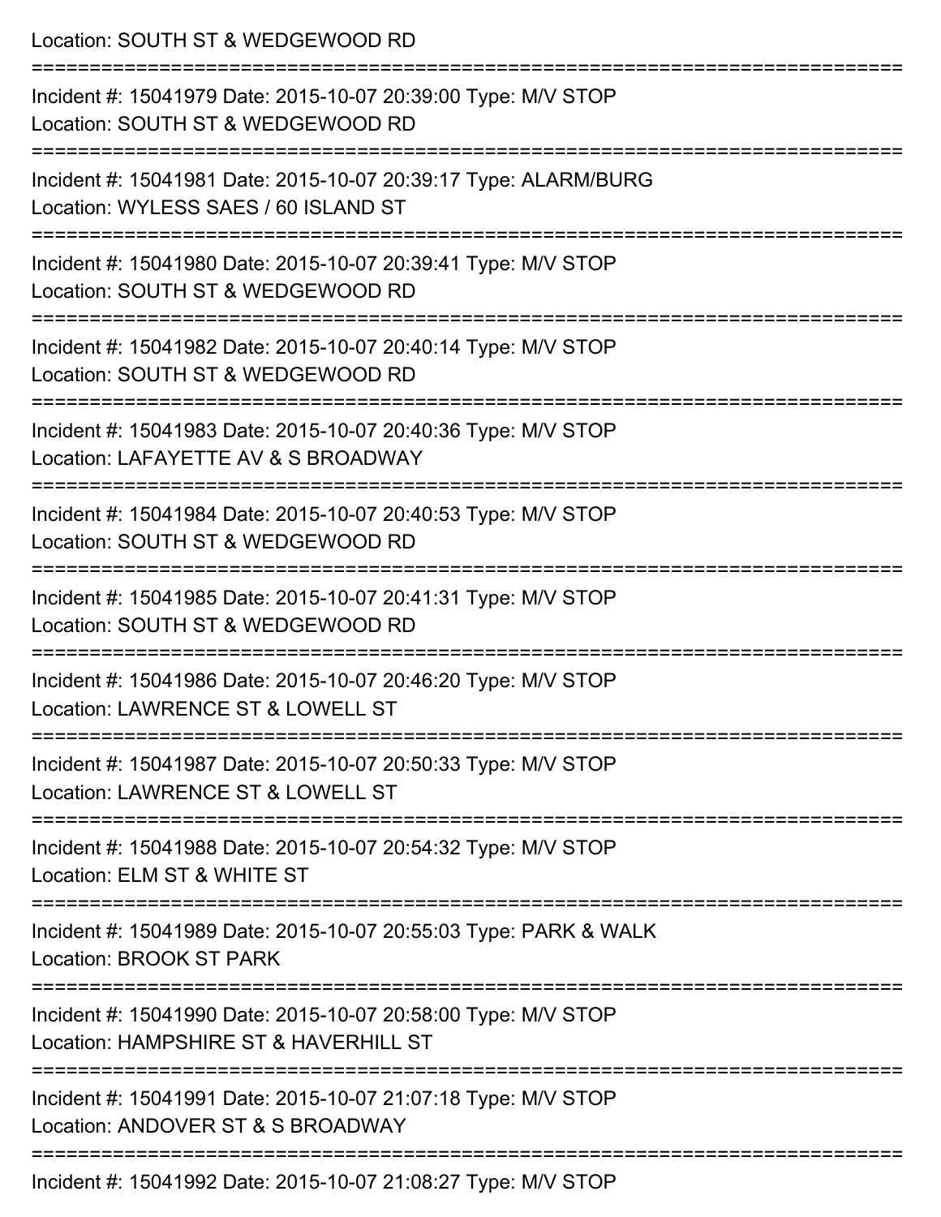Location: SOUTH ST & WEDGEWOOD RD

===========================================================================

Incident #: 15041979 Date: 2015-10-07 20:39:00 Type: M/V STOP
Location: SOUTH ST & WEDGEWOOD RD

===========================================================================

Incident #: 15041981 Date: 2015-10-07 20:39:17 Type: ALARM/BURG
Location: WYLESS SAES / 60 ISLAND ST

===========================================================================

Incident #: 15041980 Date: 2015-10-07 20:39:41 Type: M/V STOP
Location: SOUTH ST & WEDGEWOOD RD

===========================================================================

Incident #: 15041982 Date: 2015-10-07 20:40:14 Type: M/V STOP
Location: SOUTH ST & WEDGEWOOD RD

===========================================================================

Incident #: 15041983 Date: 2015-10-07 20:40:36 Type: M/V STOP
Location: LAFAYETTE AV & S BROADWAY

===========================================================================

Incident #: 15041984 Date: 2015-10-07 20:40:53 Type: M/V STOP
Location: SOUTH ST & WEDGEWOOD RD

===========================================================================

Incident #: 15041985 Date: 2015-10-07 20:41:31 Type: M/V STOP
Location: SOUTH ST & WEDGEWOOD RD

===========================================================================

Incident #: 15041986 Date: 2015-10-07 20:46:20 Type: M/V STOP
Location: LAWRENCE ST & LOWELL ST

===========================================================================

Incident #: 15041987 Date: 2015-10-07 20:50:33 Type: M/V STOP
Location: LAWRENCE ST & LOWELL ST

===========================================================================

Incident #: 15041988 Date: 2015-10-07 20:54:32 Type: M/V STOP
Location: ELM ST & WHITE ST

===========================================================================

Incident #: 15041989 Date: 2015-10-07 20:55:03 Type: PARK & WALK
Location: BROOK ST PARK

===========================================================================

Incident #: 15041990 Date: 2015-10-07 20:58:00 Type: M/V STOP
Location: HAMPSHIRE ST & HAVERHILL ST

===========================================================================

Incident #: 15041991 Date: 2015-10-07 21:07:18 Type: M/V STOP
Location: ANDOVER ST & S BROADWAY

===========================================================================

Incident #: 15041992 Date: 2015-10-07 21:08:27 Type: M/V STOP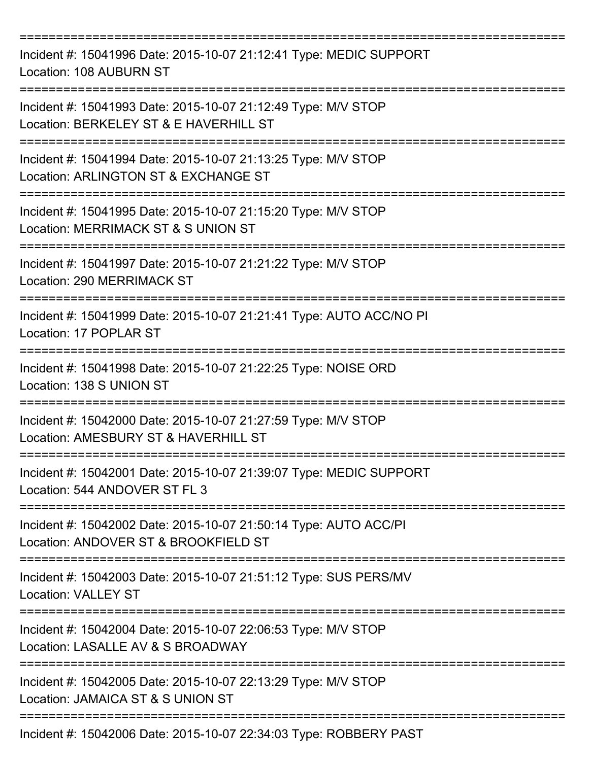===========================================================================
Incident #: 15041996 Date: 2015-10-07 21:12:41 Type: MEDIC SUPPORT
Location: 108 AUBURN ST
===========================================================================
Incident #: 15041993 Date: 2015-10-07 21:12:49 Type: M/V STOP
Location: BERKELEY ST & E HAVERHILL ST
===========================================================================
Incident #: 15041994 Date: 2015-10-07 21:13:25 Type: M/V STOP
Location: ARLINGTON ST & EXCHANGE ST
===========================================================================
Incident #: 15041995 Date: 2015-10-07 21:15:20 Type: M/V STOP
Location: MERRIMACK ST & S UNION ST
===========================================================================
Incident #: 15041997 Date: 2015-10-07 21:21:22 Type: M/V STOP
Location: 290 MERRIMACK ST
===========================================================================
Incident #: 15041999 Date: 2015-10-07 21:21:41 Type: AUTO ACC/NO PI
Location: 17 POPLAR ST
===========================================================================
Incident #: 15041998 Date: 2015-10-07 21:22:25 Type: NOISE ORD
Location: 138 S UNION ST
===========================================================================
Incident #: 15042000 Date: 2015-10-07 21:27:59 Type: M/V STOP
Location: AMESBURY ST & HAVERHILL ST
===========================================================================
Incident #: 15042001 Date: 2015-10-07 21:39:07 Type: MEDIC SUPPORT
Location: 544 ANDOVER ST FL 3
===========================================================================
Incident #: 15042002 Date: 2015-10-07 21:50:14 Type: AUTO ACC/PI
Location: ANDOVER ST & BROOKFIELD ST
===========================================================================
Incident #: 15042003 Date: 2015-10-07 21:51:12 Type: SUS PERS/MV
Location: VALLEY ST
===========================================================================
Incident #: 15042004 Date: 2015-10-07 22:06:53 Type: M/V STOP
Location: LASALLE AV & S BROADWAY
===========================================================================
Incident #: 15042005 Date: 2015-10-07 22:13:29 Type: M/V STOP
Location: JAMAICA ST & S UNION ST
===========================================================================
Incident #: 15042006 Date: 2015-10-07 22:34:03 Type: ROBBERY PAST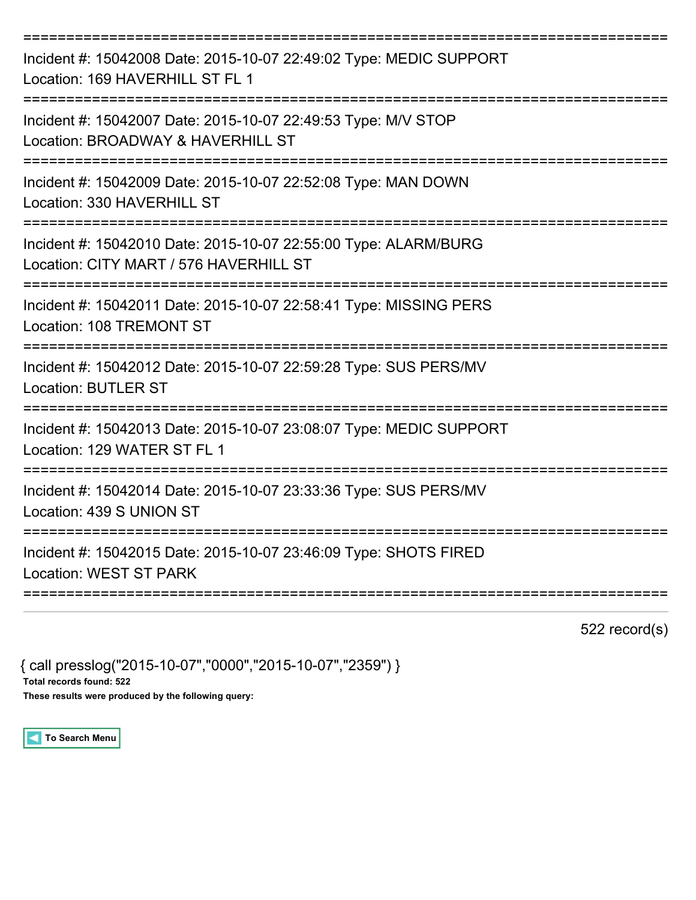===========================================================================

Incident #: 15042008 Date: 2015-10-07 22:49:02 Type: MEDIC SUPPORT
Location: 169 HAVERHILL ST FL 1

===========================================================================

Incident #: 15042007 Date: 2015-10-07 22:49:53 Type: M/V STOP
Location: BROADWAY & HAVERHILL ST

===========================================================================

Incident #: 15042009 Date: 2015-10-07 22:52:08 Type: MAN DOWN
Location: 330 HAVERHILL ST

===========================================================================

Incident #: 15042010 Date: 2015-10-07 22:55:00 Type: ALARM/BURG
Location: CITY MART / 576 HAVERHILL ST

===========================================================================

Incident #: 15042011 Date: 2015-10-07 22:58:41 Type: MISSING PERS
Location: 108 TREMONT ST

===========================================================================

Incident #: 15042012 Date: 2015-10-07 22:59:28 Type: SUS PERS/MV
Location: BUTLER ST

===========================================================================

Incident #: 15042013 Date: 2015-10-07 23:08:07 Type: MEDIC SUPPORT
Location: 129 WATER ST FL 1

===========================================================================

Incident #: 15042014 Date: 2015-10-07 23:33:36 Type: SUS PERS/MV
Location: 439 S UNION ST

===========================================================================

Incident #: 15042015 Date: 2015-10-07 23:46:09 Type: SHOTS FIRED
Location: WEST ST PARK

===========================================================================

522 record(s)

{ call presslog("2015-10-07","0000","2015-10-07","2359") }

**Total records found: 522**

**These results were produced by the following query:**

To Search Menu